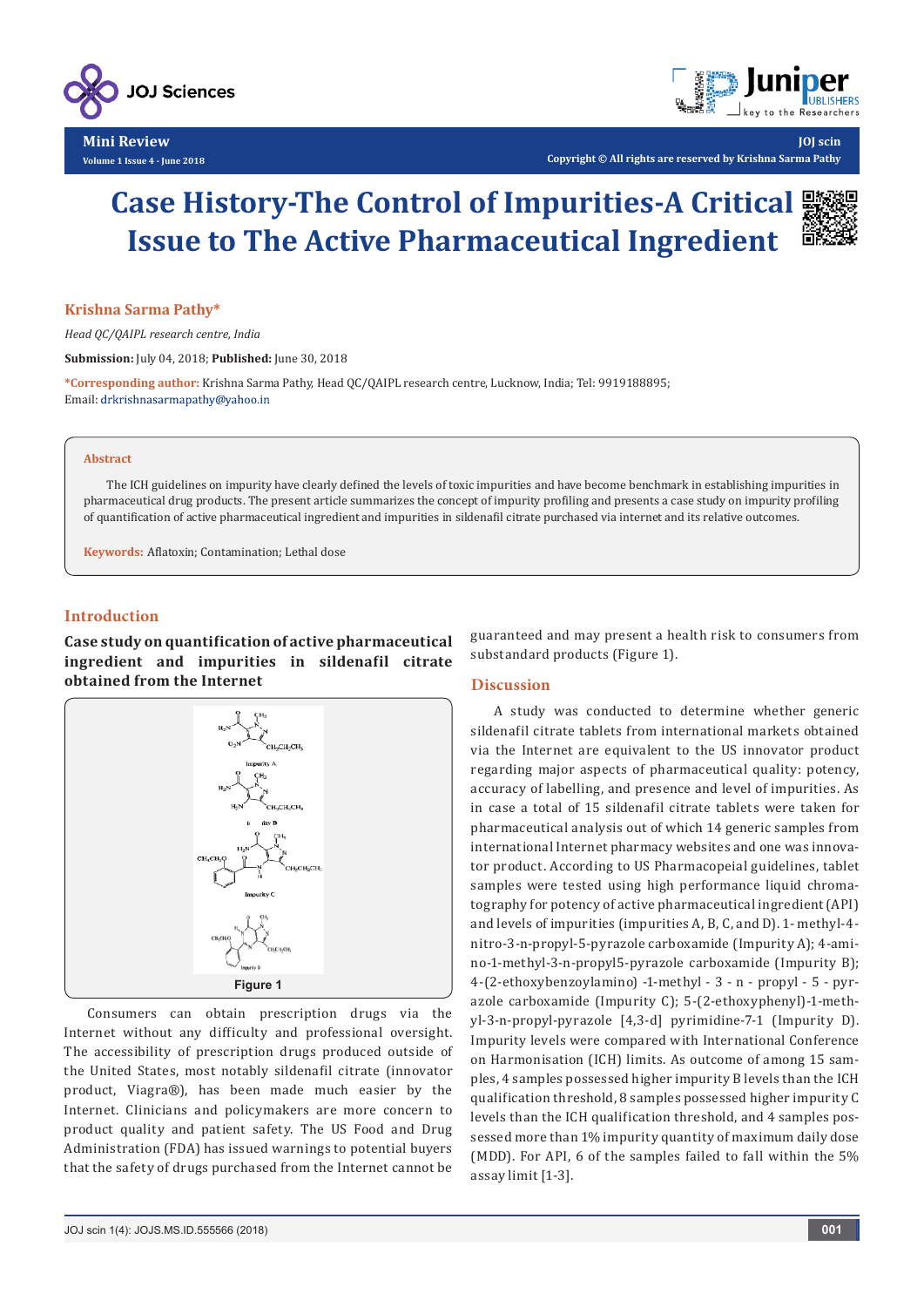# Case History-The Control of Impurities-A Critical Issue to The Active Pharmaceutical Ingredient

**Krishna Sarma Pathy***

*Head QC/QAIPL research centre, India*

**Submission:** July 04, 2018; **Published:** June 30, 2018

***Corresponding author:** Krishna Sarma Pathy, Head QC/QAIPL research centre, Lucknow, India; Tel: 9919188895; Email: drkrishnasarmapathy@yahoo.in

### Abstract

The ICH guidelines on impurity have clearly defined the levels of toxic impurities and have become benchmark in establishing impurities in pharmaceutical drug products. The present article summarizes the concept of impurity profiling and presents a case study on impurity profiling of quantification of active pharmaceutical ingredient and impurities in sildenafil citrate purchased via internet and its relative outcomes.

**Keywords:** Aflatoxin; Contamination; Lethal dose

## Introduction

### Case study on quantification of active pharmaceutical ingredient and impurities in sildenafil citrate obtained from the Internet

Figure 1

Consumers can obtain prescription drugs via the Internet without any difficulty and professional oversight. The accessibility of prescription drugs produced outside of the United States, most notably sildenafil citrate (innovator product, Viagra®), has been made much easier by the Internet. Clinicians and policymakers are more concern to product quality and patient safety. The US Food and Drug Administration (FDA) has issued warnings to potential buyers that the safety of drugs purchased from the Internet cannot be guaranteed and may present a health risk to consumers from substandard products (Figure 1).

## Discussion

A study was conducted to determine whether generic sildenafil citrate tablets from international markets obtained via the Internet are equivalent to the US innovator product regarding major aspects of pharmaceutical quality: potency, accuracy of labelling, and presence and level of impurities. As in case a total of 15 sildenafil citrate tablets were taken for pharmaceutical analysis out of which 14 generic samples from international Internet pharmacy websites and one was innovator product. According to US Pharmacopeial guidelines, tablet samples were tested using high performance liquid chromatography for potency of active pharmaceutical ingredient (API) and levels of impurities (impurities A, B, C, and D). 1-methyl-4-nitro-3-n-propyl-5-pyrazole carboxamide (Impurity A); 4-amino-1-methyl-3-n-propyl5-pyrazole carboxamide (Impurity B); 4-(2-ethoxybenzoylamino) -1-methyl - 3 - n - propyl - 5 - pyrazole carboxamide (Impurity C); 5-(2-ethoxyphenyl)-1-methyl-3-n-propyl-pyrazole [4,3-d] pyrimidine-7-1 (Impurity D). Impurity levels were compared with International Conference on Harmonisation (ICH) limits. As outcome of among 15 samples, 4 samples possessed higher impurity B levels than the ICH qualification threshold, 8 samples possessed higher impurity C levels than the ICH qualification threshold, and 4 samples possessed more than 1% impurity quantity of maximum daily dose (MDD). For API, 6 of the samples failed to fall within the 5% assay limit [1-3].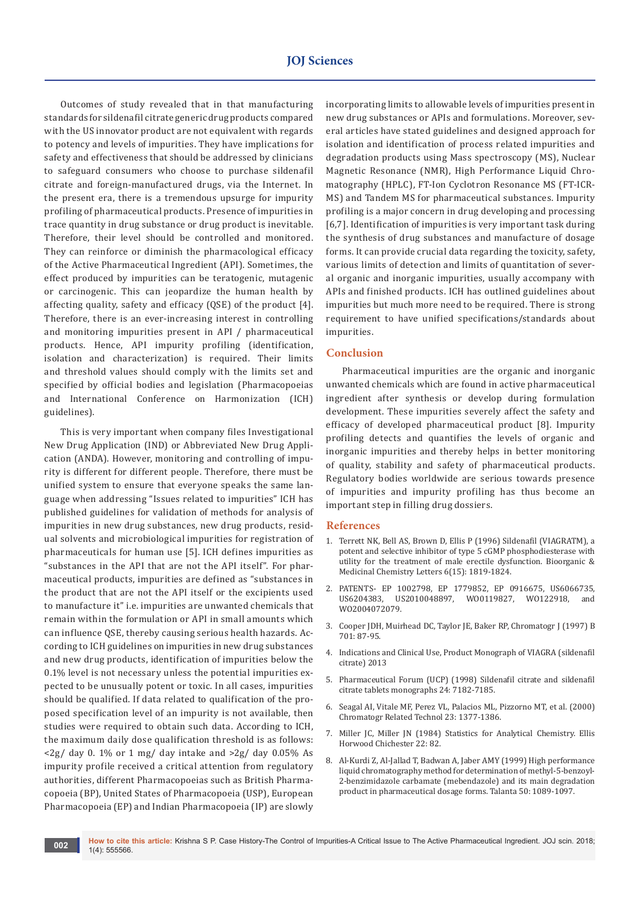Outcomes of study revealed that in that manufacturing standards for sildenafil citrate generic drug products compared with the US innovator product are not equivalent with regards to potency and levels of impurities. They have implications for safety and effectiveness that should be addressed by clinicians to safeguard consumers who choose to purchase sildenafil citrate and foreign-manufactured drugs, via the Internet. In the present era, there is a tremendous upsurge for impurity profiling of pharmaceutical products. Presence of impurities in trace quantity in drug substance or drug product is inevitable. Therefore, their level should be controlled and monitored. They can reinforce or diminish the pharmacological efficacy of the Active Pharmaceutical Ingredient (API). Sometimes, the effect produced by impurities can be teratogenic, mutagenic or carcinogenic. This can jeopardize the human health by affecting quality, safety and efficacy (QSE) of the product [4]. Therefore, there is an ever-increasing interest in controlling and monitoring impurities present in API / pharmaceutical products. Hence, API impurity profiling (identification, isolation and characterization) is required. Their limits and threshold values should comply with the limits set and specified by official bodies and legislation (Pharmacopoeias and International Conference on Harmonization (ICH) guidelines).

This is very important when company files Investigational New Drug Application (IND) or Abbreviated New Drug Application (ANDA). However, monitoring and controlling of impurity is different for different people. Therefore, there must be unified system to ensure that everyone speaks the same language when addressing "Issues related to impurities" ICH has published guidelines for validation of methods for analysis of impurities in new drug substances, new drug products, residual solvents and microbiological impurities for registration of pharmaceuticals for human use [5]. ICH defines impurities as "substances in the API that are not the API itself". For pharmaceutical products, impurities are defined as "substances in the product that are not the API itself or the excipients used to manufacture it" i.e. impurities are unwanted chemicals that remain within the formulation or API in small amounts which can influence QSE, thereby causing serious health hazards. According to ICH guidelines on impurities in new drug substances and new drug products, identification of impurities below the 0.1% level is not necessary unless the potential impurities expected to be unusually potent or toxic. In all cases, impurities should be qualified. If data related to qualification of the proposed specification level of an impurity is not available, then studies were required to obtain such data. According to ICH, the maximum daily dose qualification threshold is as follows: <2g/ day 0. 1% or 1 mg/ day intake and >2g/ day 0.05% As impurity profile received a critical attention from regulatory authorities, different Pharmacopoeias such as British Pharmacopoeia (BP), United States of Pharmacopoeia (USP), European Pharmacopoeia (EP) and Indian Pharmacopoeia (IP) are slowly incorporating limits to allowable levels of impurities present in new drug substances or APIs and formulations. Moreover, several articles have stated guidelines and designed approach for isolation and identification of process related impurities and degradation products using Mass spectroscopy (MS), Nuclear Magnetic Resonance (NMR), High Performance Liquid Chromatography (HPLC), FT-Ion Cyclotron Resonance MS (FT-ICR-MS) and Tandem MS for pharmaceutical substances. Impurity profiling is a major concern in drug developing and processing [6,7]. Identification of impurities is very important task during the synthesis of drug substances and manufacture of dosage forms. It can provide crucial data regarding the toxicity, safety, various limits of detection and limits of quantitation of several organic and inorganic impurities, usually accompany with APIs and finished products. ICH has outlined guidelines about impurities but much more need to be required. There is strong requirement to have unified specifications/standards about impurities.

## Conclusion

Pharmaceutical impurities are the organic and inorganic unwanted chemicals which are found in active pharmaceutical ingredient after synthesis or develop during formulation development. These impurities severely affect the safety and efficacy of developed pharmaceutical product [8]. Impurity profiling detects and quantifies the levels of organic and inorganic impurities and thereby helps in better monitoring of quality, stability and safety of pharmaceutical products. Regulatory bodies worldwide are serious towards presence of impurities and impurity profiling has thus become an important step in filling drug dossiers.

## References

1. Terrett NK, Bell AS, Brown D, Ellis P (1996) Sildenafil (VIAGRATM), a potent and selective inhibitor of type 5 cGMP phosphodiesterase with utility for the treatment of male erectile dysfunction. Bioorganic & Medicinal Chemistry Letters 6(15): 1819-1824.
2. PATENTS- EP 1002798, EP 1779852, EP 0916675, US6066735, US6204383, US2010048897, WO0119827, WO122918, and WO2004072079.
3. Cooper JDH, Muirhead DC, Taylor JE, Baker RP, Chromatogr J (1997) B 701: 87-95.
4. Indications and Clinical Use, Product Monograph of VIAGRA (sildenafil citrate) 2013
5. Pharmaceutical Forum (UCP) (1998) Sildenafil citrate and sildenafil citrate tablets monographs 24: 7182-7185.
6. Seagal AI, Vitale MF, Perez VL, Palacios ML, Pizzorno MT, et al. (2000) Chromatogr Related Technol 23: 1377-1386.
7. Miller JC, Miller JN (1984) Statistics for Analytical Chemistry. Ellis Horwood Chichester 22: 82.
8. Al-Kurdi Z, Al-Jallad T, Badwan A, Jaber AMY (1999) High performance liquid chromatography method for determination of methyl-5-benzoyl-2-benzimidazole carbamate (mebendazole) and its main degradation product in pharmaceutical dosage forms. Talanta 50: 1089-1097.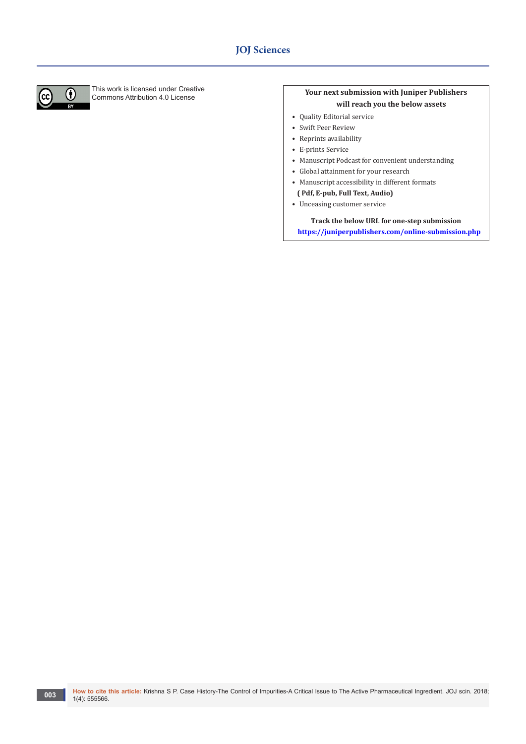This work is licensed under Creative Commons Attribution 4.0 License

**Your next submission with Juniper Publishers will reach you the below assets**

- Quality Editorial service
- Swift Peer Review
- Reprints availability
- E-prints Service
- Manuscript Podcast for convenient understanding
- Global attainment for your research
- Manuscript accessibility in different formats

**( Pdf, E-pub, Full Text, Audio)**

- Unceasing customer service

**Track the below URL for one-step submission**

**https://juniperpublishers.com/online-submission.php**